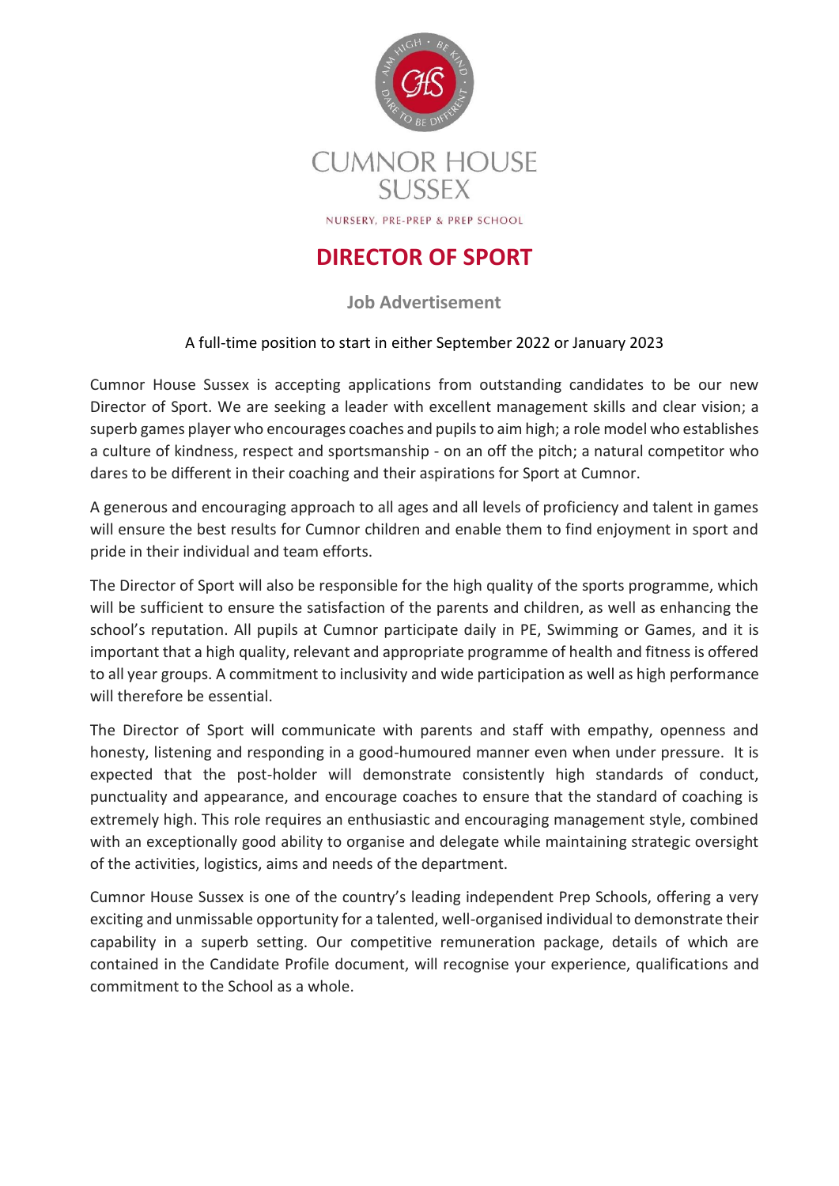CUMNOR HOUSE SUSSEX

NURSERY, PRE-PREP & PREP SCHOOL

# DIRECTOR OF SPORT

## Job Advertisement

A full-time position to start in either September 2022 or January 2023

Cumnor House Sussex is accepting applications from outstanding candidates to be our new Director of Sport. We are seeking a leader with excellent management skills and clear vision; a superb games player who encourages coaches and pupils to aim high; a role model who establishes a culture of kindness, respect and sportsmanship - on an off the pitch; a natural competitor who dares to be different in their coaching and their aspirations for Sport at Cumnor.

A generous and encouraging approach to all ages and all levels of proficiency and talent in games will ensure the best results for Cumnor children and enable them to find enjoyment in sport and pride in their individual and team efforts.

The Director of Sport will also be responsible for the high quality of the sports programme, which will be sufficient to ensure the satisfaction of the parents and children, as well as enhancing the school's reputation. All pupils at Cumnor participate daily in PE, Swimming or Games, and it is important that a high quality, relevant and appropriate programme of health and fitness is offered to all year groups. A commitment to inclusivity and wide participation as well as high performance will therefore be essential.

The Director of Sport will communicate with parents and staff with empathy, openness and honesty, listening and responding in a good-humoured manner even when under pressure. It is expected that the post-holder will demonstrate consistently high standards of conduct, punctuality and appearance, and encourage coaches to ensure that the standard of coaching is extremely high. This role requires an enthusiastic and encouraging management style, combined with an exceptionally good ability to organise and delegate while maintaining strategic oversight of the activities, logistics, aims and needs of the department.

Cumnor House Sussex is one of the country's leading independent Prep Schools, offering a very exciting and unmissable opportunity for a talented, well-organised individual to demonstrate their capability in a superb setting. Our competitive remuneration package, details of which are contained in the Candidate Profile document, will recognise your experience, qualifications and commitment to the School as a whole.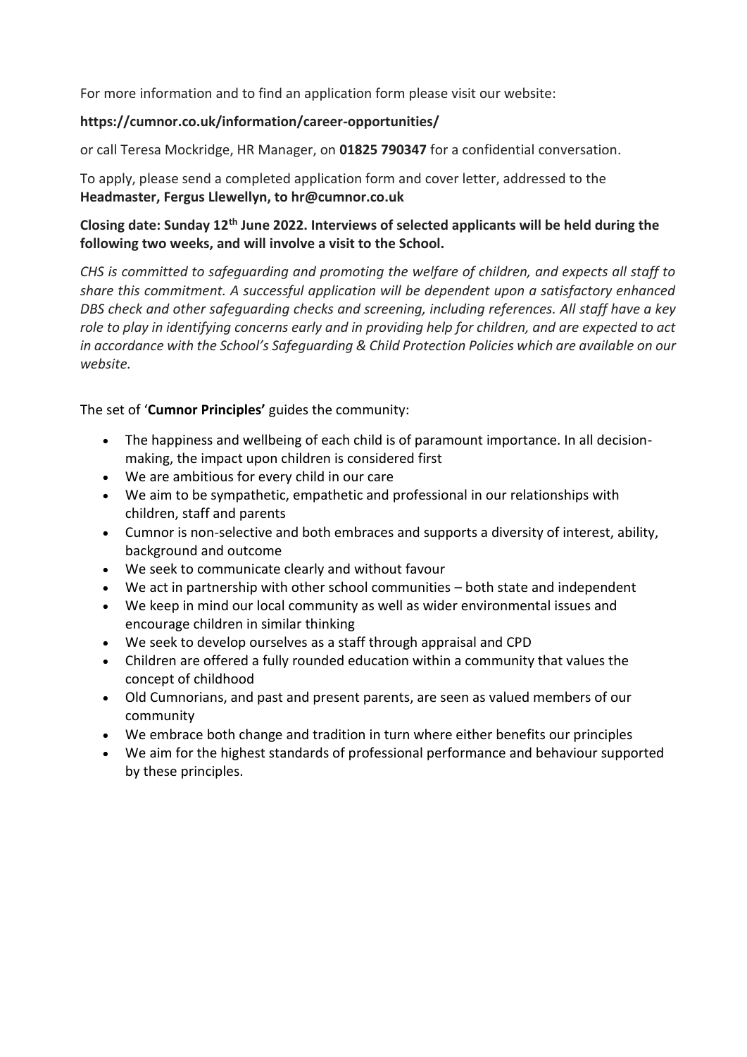For more information and to find an application form please visit our website:

**https://cumnor.co.uk/information/career-opportunities/**

or call Teresa Mockridge, HR Manager, on **01825 790347** for a confidential conversation.

To apply, please send a completed application form and cover letter, addressed to the **Headmaster, Fergus Llewellyn, to hr@cumnor.co.uk**

**Closing date: Sunday 12th June 2022. Interviews of selected applicants will be held during the following two weeks, and will involve a visit to the School.**

*CHS is committed to safeguarding and promoting the welfare of children, and expects all staff to share this commitment. A successful application will be dependent upon a satisfactory enhanced DBS check and other safeguarding checks and screening, including references. All staff have a key role to play in identifying concerns early and in providing help for children, and are expected to act in accordance with the School's Safeguarding & Child Protection Policies which are available on our website.*

The set of '**Cumnor Principles'** guides the community:

- The happiness and wellbeing of each child is of paramount importance. In all decision-making, the impact upon children is considered first
- We are ambitious for every child in our care
- We aim to be sympathetic, empathetic and professional in our relationships with children, staff and parents
- Cumnor is non-selective and both embraces and supports a diversity of interest, ability, background and outcome
- We seek to communicate clearly and without favour
- We act in partnership with other school communities – both state and independent
- We keep in mind our local community as well as wider environmental issues and encourage children in similar thinking
- We seek to develop ourselves as a staff through appraisal and CPD
- Children are offered a fully rounded education within a community that values the concept of childhood
- Old Cumnorians, and past and present parents, are seen as valued members of our community
- We embrace both change and tradition in turn where either benefits our principles
- We aim for the highest standards of professional performance and behaviour supported by these principles.